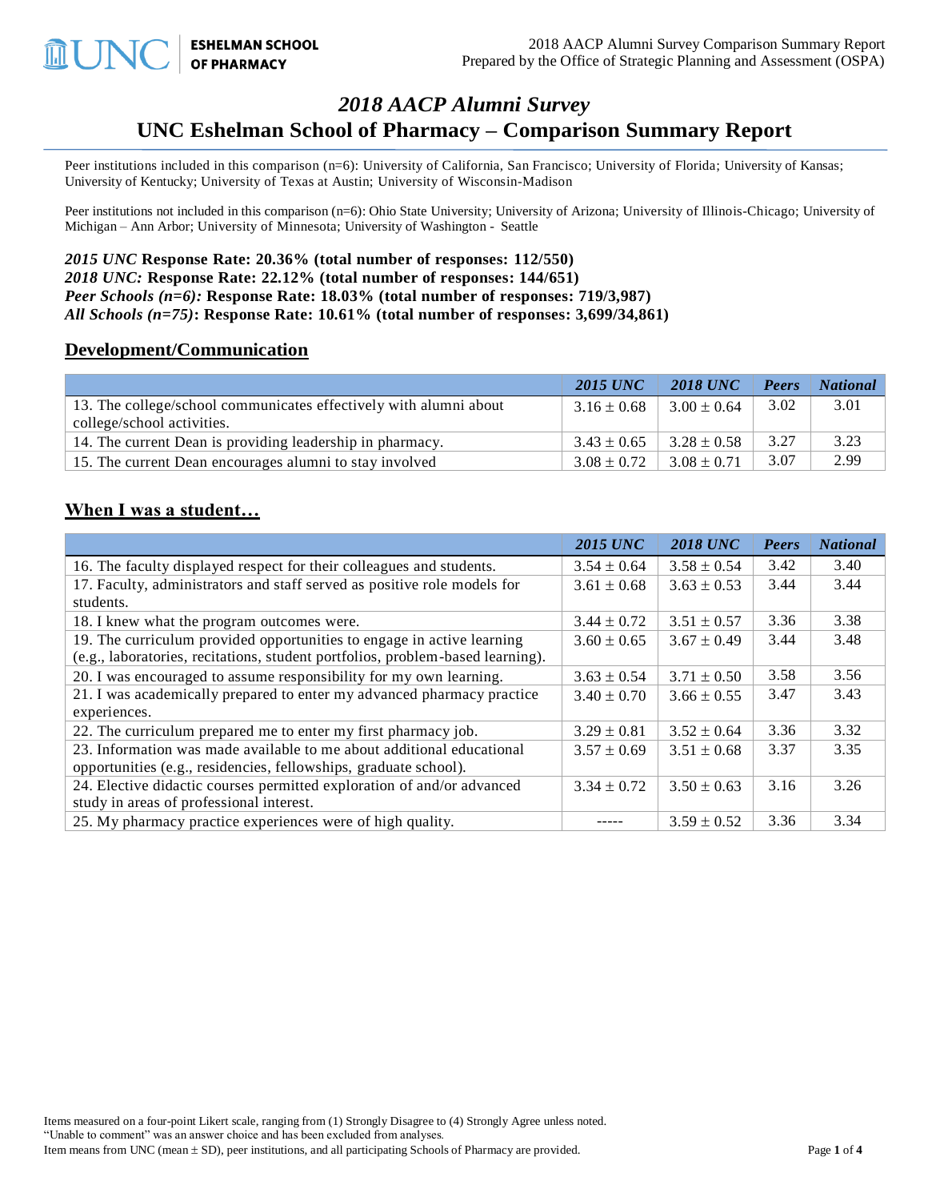# 2018 AACP Alumni Survey

## UNC Eshelman School of Pharmacy – Comparison Summary Report

Peer institutions included in this comparison (n=6): University of California, San Francisco; University of Florida; University of Kansas; University of Kentucky; University of Texas at Austin; University of Wisconsin-Madison

Peer institutions not included in this comparison (n=6): Ohio State University; University of Arizona; University of Illinois-Chicago; University of Michigan – Ann Arbor; University of Minnesota; University of Washington - Seattle

***2015 UNC* Response Rate: 20.36% (total number of responses: 112/550)**
***2018 UNC:* Response Rate: 22.12% (total number of responses: 144/651)**
***Peer Schools (n=6):* Response Rate: 18.03% (total number of responses: 719/3,987)**
***All Schools (n=75)*: Response Rate: 10.61% (total number of responses: 3,699/34,861)**

## Development/Communication

| | *2015 UNC* | *2018 UNC* | *Peers* | *National* |
|---|---|---|---|---|
| 13. The college/school communicates effectively with alumni about college/school activities. | 3.16 ± 0.68 | 3.00 ± 0.64 | 3.02 | 3.01 |
| 14. The current Dean is providing leadership in pharmacy. | 3.43 ± 0.65 | 3.28 ± 0.58 | 3.27 | 3.23 |
| 15. The current Dean encourages alumni to stay involved | 3.08 ± 0.72 | 3.08 ± 0.71 | 3.07 | 2.99 |

## When I was a student…

| | *2015 UNC* | *2018 UNC* | *Peers* | *National* |
|---|---|---|---|---|
| 16. The faculty displayed respect for their colleagues and students. | 3.54 ± 0.64 | 3.58 ± 0.54 | 3.42 | 3.40 |
| 17. Faculty, administrators and staff served as positive role models for students. | 3.61 ± 0.68 | 3.63 ± 0.53 | 3.44 | 3.44 |
| 18. I knew what the program outcomes were. | 3.44 ± 0.72 | 3.51 ± 0.57 | 3.36 | 3.38 |
| 19. The curriculum provided opportunities to engage in active learning (e.g., laboratories, recitations, student portfolios, problem-based learning). | 3.60 ± 0.65 | 3.67 ± 0.49 | 3.44 | 3.48 |
| 20. I was encouraged to assume responsibility for my own learning. | 3.63 ± 0.54 | 3.71 ± 0.50 | 3.58 | 3.56 |
| 21. I was academically prepared to enter my advanced pharmacy practice experiences. | 3.40 ± 0.70 | 3.66 ± 0.55 | 3.47 | 3.43 |
| 22. The curriculum prepared me to enter my first pharmacy job. | 3.29 ± 0.81 | 3.52 ± 0.64 | 3.36 | 3.32 |
| 23. Information was made available to me about additional educational opportunities (e.g., residencies, fellowships, graduate school). | 3.57 ± 0.69 | 3.51 ± 0.68 | 3.37 | 3.35 |
| 24. Elective didactic courses permitted exploration of and/or advanced study in areas of professional interest. | 3.34 ± 0.72 | 3.50 ± 0.63 | 3.16 | 3.26 |
| 25. My pharmacy practice experiences were of high quality. | ----- | 3.59 ± 0.52 | 3.36 | 3.34 |

Items measured on a four-point Likert scale, ranging from (1) Strongly Disagree to (4) Strongly Agree unless noted.
"Unable to comment" was an answer choice and has been excluded from analyses.
Item means from UNC (mean ± SD), peer institutions, and all participating Schools of Pharmacy are provided.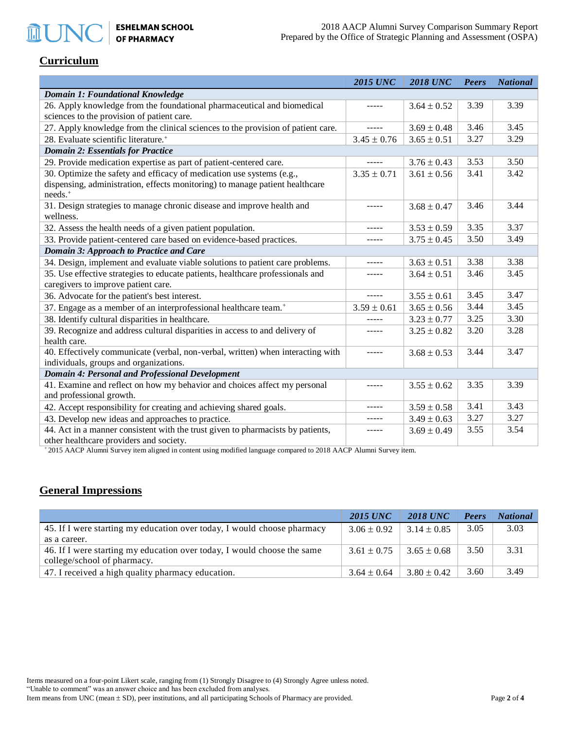## Curriculum

| | *2015 UNC* | *2018 UNC* | *Peers* | *National* |
|---|---|---|---|---|
| ***Domain 1: Foundational Knowledge*** | | | | |
| 26. Apply knowledge from the foundational pharmaceutical and biomedical sciences to the provision of patient care. | ----- | 3.64 ± 0.52 | 3.39 | 3.39 |
| 27. Apply knowledge from the clinical sciences to the provision of patient care. | ----- | 3.69 ± 0.48 | 3.46 | 3.45 |
| 28. Evaluate scientific literature.+ | 3.45 ± 0.76 | 3.65 ± 0.51 | 3.27 | 3.29 |
| ***Domain 2: Essentials for Practice*** | | | | |
| 29. Provide medication expertise as part of patient-centered care. | ----- | 3.76 ± 0.43 | 3.53 | 3.50 |
| 30. Optimize the safety and efficacy of medication use systems (e.g., dispensing, administration, effects monitoring) to manage patient healthcare needs.+ | 3.35 ± 0.71 | 3.61 ± 0.56 | 3.41 | 3.42 |
| 31. Design strategies to manage chronic disease and improve health and wellness. | ----- | 3.68 ± 0.47 | 3.46 | 3.44 |
| 32. Assess the health needs of a given patient population. | ----- | 3.53 ± 0.59 | 3.35 | 3.37 |
| 33. Provide patient-centered care based on evidence-based practices. | ----- | 3.75 ± 0.45 | 3.50 | 3.49 |
| ***Domain 3: Approach to Practice and Care*** | | | | |
| 34. Design, implement and evaluate viable solutions to patient care problems. | ----- | 3.63 ± 0.51 | 3.38 | 3.38 |
| 35. Use effective strategies to educate patients, healthcare professionals and caregivers to improve patient care. | ----- | 3.64 ± 0.51 | 3.46 | 3.45 |
| 36. Advocate for the patient's best interest. | ----- | 3.55 ± 0.61 | 3.45 | 3.47 |
| 37. Engage as a member of an interprofessional healthcare team.+ | 3.59 ± 0.61 | 3.65 ± 0.56 | 3.44 | 3.45 |
| 38. Identify cultural disparities in healthcare. | ----- | 3.23 ± 0.77 | 3.25 | 3.30 |
| 39. Recognize and address cultural disparities in access to and delivery of health care. | ----- | 3.25 ± 0.82 | 3.20 | 3.28 |
| 40. Effectively communicate (verbal, non-verbal, written) when interacting with individuals, groups and organizations. | ----- | 3.68 ± 0.53 | 3.44 | 3.47 |
| ***Domain 4: Personal and Professional Development*** | | | | |
| 41. Examine and reflect on how my behavior and choices affect my personal and professional growth. | ----- | 3.55 ± 0.62 | 3.35 | 3.39 |
| 42. Accept responsibility for creating and achieving shared goals. | ----- | 3.59 ± 0.58 | 3.41 | 3.43 |
| 43. Develop new ideas and approaches to practice. | ----- | 3.49 ± 0.63 | 3.27 | 3.27 |
| 44. Act in a manner consistent with the trust given to pharmacists by patients, other healthcare providers and society. | ----- | 3.69 ± 0.49 | 3.55 | 3.54 |

+2015 AACP Alumni Survey item aligned in content using modified language compared to 2018 AACP Alumni Survey item.

## General Impressions

| | *2015 UNC* | *2018 UNC* | *Peers* | *National* |
|---|---|---|---|---|
| 45. If I were starting my education over today, I would choose pharmacy as a career. | 3.06 ± 0.92 | 3.14 ± 0.85 | 3.05 | 3.03 |
| 46. If I were starting my education over today, I would choose the same college/school of pharmacy. | 3.61 ± 0.75 | 3.65 ± 0.68 | 3.50 | 3.31 |
| 47. I received a high quality pharmacy education. | 3.64 ± 0.64 | 3.80 ± 0.42 | 3.60 | 3.49 |

Items measured on a four-point Likert scale, ranging from (1) Strongly Disagree to (4) Strongly Agree unless noted.
"Unable to comment" was an answer choice and has been excluded from analyses.
Item means from UNC (mean ± SD), peer institutions, and all participating Schools of Pharmacy are provided.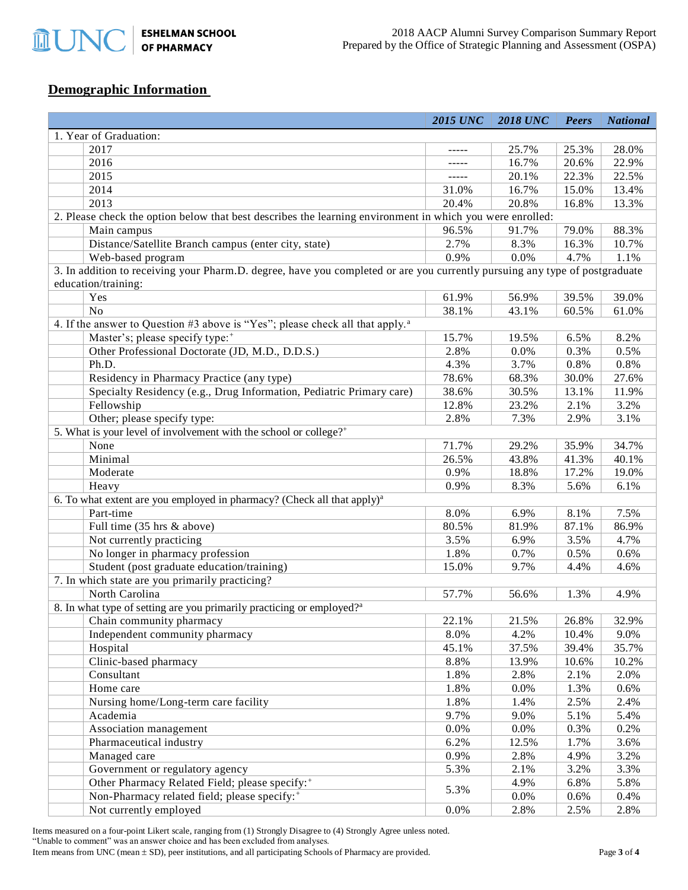## Demographic Information

| | *2015 UNC* | *2018 UNC* | *Peers* | *National* |
|---|---|---|---|---|
| 1. Year of Graduation: | | | | |
| 2017 | ----- | 25.7% | 25.3% | 28.0% |
| 2016 | ----- | 16.7% | 20.6% | 22.9% |
| 2015 | ----- | 20.1% | 22.3% | 22.5% |
| 2014 | 31.0% | 16.7% | 15.0% | 13.4% |
| 2013 | 20.4% | 20.8% | 16.8% | 13.3% |
| 2. Please check the option below that best describes the learning environment in which you were enrolled: | | | | |
| Main campus | 96.5% | 91.7% | 79.0% | 88.3% |
| Distance/Satellite Branch campus (enter city, state) | 2.7% | 8.3% | 16.3% | 10.7% |
| Web-based program | 0.9% | 0.0% | 4.7% | 1.1% |
| 3. In addition to receiving your Pharm.D. degree, have you completed or are you currently pursuing any type of postgraduate education/training: | | | | |
| Yes | 61.9% | 56.9% | 39.5% | 39.0% |
| No | 38.1% | 43.1% | 60.5% | 61.0% |
| 4. If the answer to Question #3 above is "Yes"; please check all that apply.[a] | | | | |
| Master's; please specify type:[+] | 15.7% | 19.5% | 6.5% | 8.2% |
| Other Professional Doctorate (JD, M.D., D.D.S.) | 2.8% | 0.0% | 0.3% | 0.5% |
| Ph.D. | 4.3% | 3.7% | 0.8% | 0.8% |
| Residency in Pharmacy Practice (any type) | 78.6% | 68.3% | 30.0% | 27.6% |
| Specialty Residency (e.g., Drug Information, Pediatric Primary care) | 38.6% | 30.5% | 13.1% | 11.9% |
| Fellowship | 12.8% | 23.2% | 2.1% | 3.2% |
| Other; please specify type: | 2.8% | 7.3% | 2.9% | 3.1% |
| 5. What is your level of involvement with the school or college?[+] | | | | |
| None | 71.7% | 29.2% | 35.9% | 34.7% |
| Minimal | 26.5% | 43.8% | 41.3% | 40.1% |
| Moderate | 0.9% | 18.8% | 17.2% | 19.0% |
| Heavy | 0.9% | 8.3% | 5.6% | 6.1% |
| 6. To what extent are you employed in pharmacy? (Check all that apply)[a] | | | | |
| Part-time | 8.0% | 6.9% | 8.1% | 7.5% |
| Full time (35 hrs & above) | 80.5% | 81.9% | 87.1% | 86.9% |
| Not currently practicing | 3.5% | 6.9% | 3.5% | 4.7% |
| No longer in pharmacy profession | 1.8% | 0.7% | 0.5% | 0.6% |
| Student (post graduate education/training) | 15.0% | 9.7% | 4.4% | 4.6% |
| 7. In which state are you primarily practicing? | | | | |
| North Carolina | 57.7% | 56.6% | 1.3% | 4.9% |
| 8. In what type of setting are you primarily practicing or employed?[a] | | | | |
| Chain community pharmacy | 22.1% | 21.5% | 26.8% | 32.9% |
| Independent community pharmacy | 8.0% | 4.2% | 10.4% | 9.0% |
| Hospital | 45.1% | 37.5% | 39.4% | 35.7% |
| Clinic-based pharmacy | 8.8% | 13.9% | 10.6% | 10.2% |
| Consultant | 1.8% | 2.8% | 2.1% | 2.0% |
| Home care | 1.8% | 0.0% | 1.3% | 0.6% |
| Nursing home/Long-term care facility | 1.8% | 1.4% | 2.5% | 2.4% |
| Academia | 9.7% | 9.0% | 5.1% | 5.4% |
| Association management | 0.0% | 0.0% | 0.3% | 0.2% |
| Pharmaceutical industry | 6.2% | 12.5% | 1.7% | 3.6% |
| Managed care | 0.9% | 2.8% | 4.9% | 3.2% |
| Government or regulatory agency | 5.3% | 2.1% | 3.2% | 3.3% |
| Other Pharmacy Related Field; please specify:[+] | 5.3% | 4.9% | 6.8% | 5.8% |
| Non-Pharmacy related field; please specify:[+] | | 0.0% | 0.6% | 0.4% |
| Not currently employed | 0.0% | 2.8% | 2.5% | 2.8% |

Items measured on a four-point Likert scale, ranging from (1) Strongly Disagree to (4) Strongly Agree unless noted.
"Unable to comment" was an answer choice and has been excluded from analyses.
Item means from UNC (mean ± SD), peer institutions, and all participating Schools of Pharmacy are provided.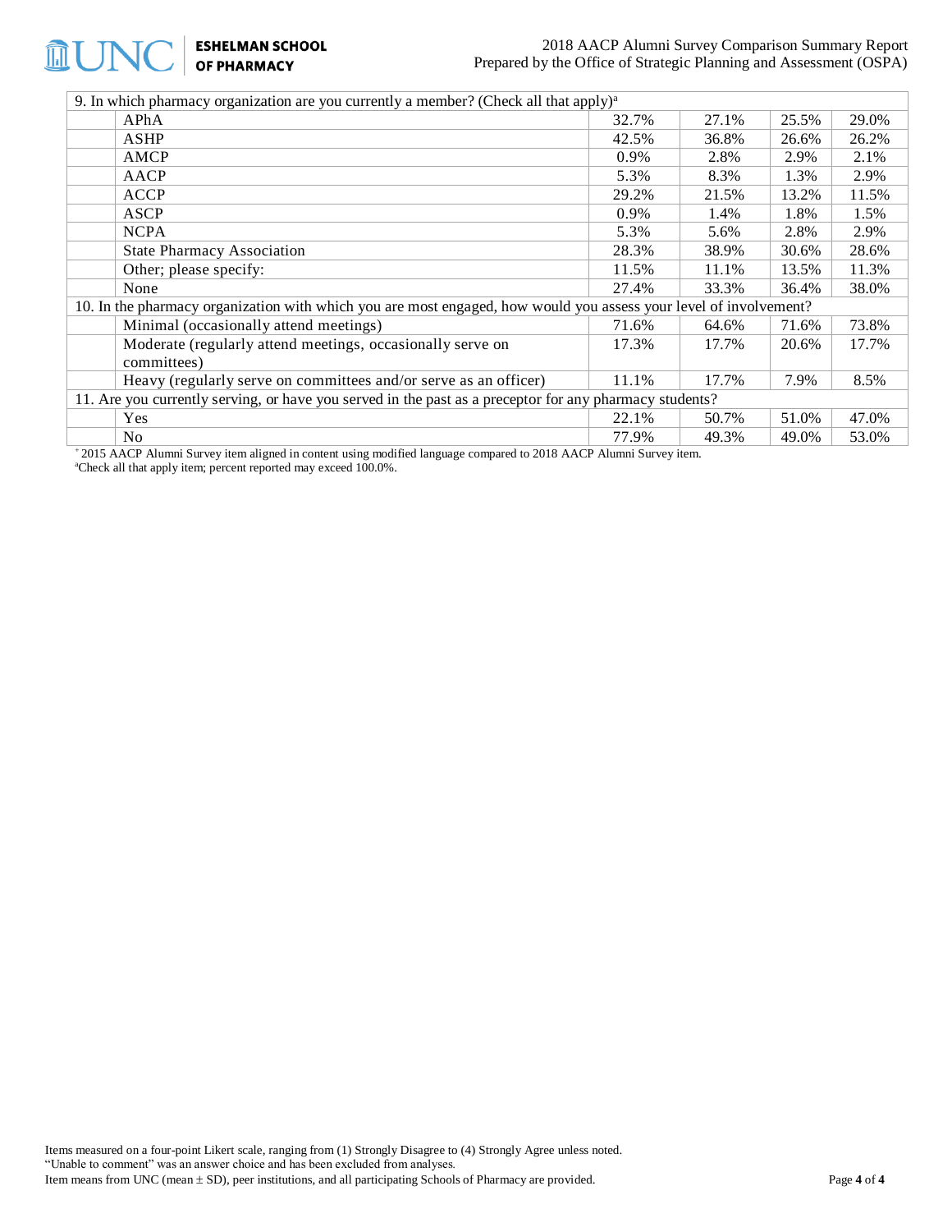| | | | | | |
|---|---|---|---|---|---|
| 9. In which pharmacy organization are you currently a member? (Check all that apply)[a] | | | | | |
| | APhA | 32.7% | 27.1% | 25.5% | 29.0% |
| | ASHP | 42.5% | 36.8% | 26.6% | 26.2% |
| | AMCP | 0.9% | 2.8% | 2.9% | 2.1% |
| | AACP | 5.3% | 8.3% | 1.3% | 2.9% |
| | ACCP | 29.2% | 21.5% | 13.2% | 11.5% |
| | ASCP | 0.9% | 1.4% | 1.8% | 1.5% |
| | NCPA | 5.3% | 5.6% | 2.8% | 2.9% |
| | State Pharmacy Association | 28.3% | 38.9% | 30.6% | 28.6% |
| | Other; please specify: | 11.5% | 11.1% | 13.5% | 11.3% |
| | None | 27.4% | 33.3% | 36.4% | 38.0% |
| 10. In the pharmacy organization with which you are most engaged, how would you assess your level of involvement? | | | | | |
| | Minimal (occasionally attend meetings) | 71.6% | 64.6% | 71.6% | 73.8% |
| | Moderate (regularly attend meetings, occasionally serve on committees) | 17.3% | 17.7% | 20.6% | 17.7% |
| | Heavy (regularly serve on committees and/or serve as an officer) | 11.1% | 17.7% | 7.9% | 8.5% |
| 11. Are you currently serving, or have you served in the past as a preceptor for any pharmacy students? | | | | | |
| | Yes | 22.1% | 50.7% | 51.0% | 47.0% |
| | No | 77.9% | 49.3% | 49.0% | 53.0% |

[+] 2015 AACP Alumni Survey item aligned in content using modified language compared to 2018 AACP Alumni Survey item.
[a] Check all that apply item; percent reported may exceed 100.0%.

Items measured on a four-point Likert scale, ranging from (1) Strongly Disagree to (4) Strongly Agree unless noted.
"Unable to comment" was an answer choice and has been excluded from analyses.
Item means from UNC (mean ± SD), peer institutions, and all participating Schools of Pharmacy are provided.